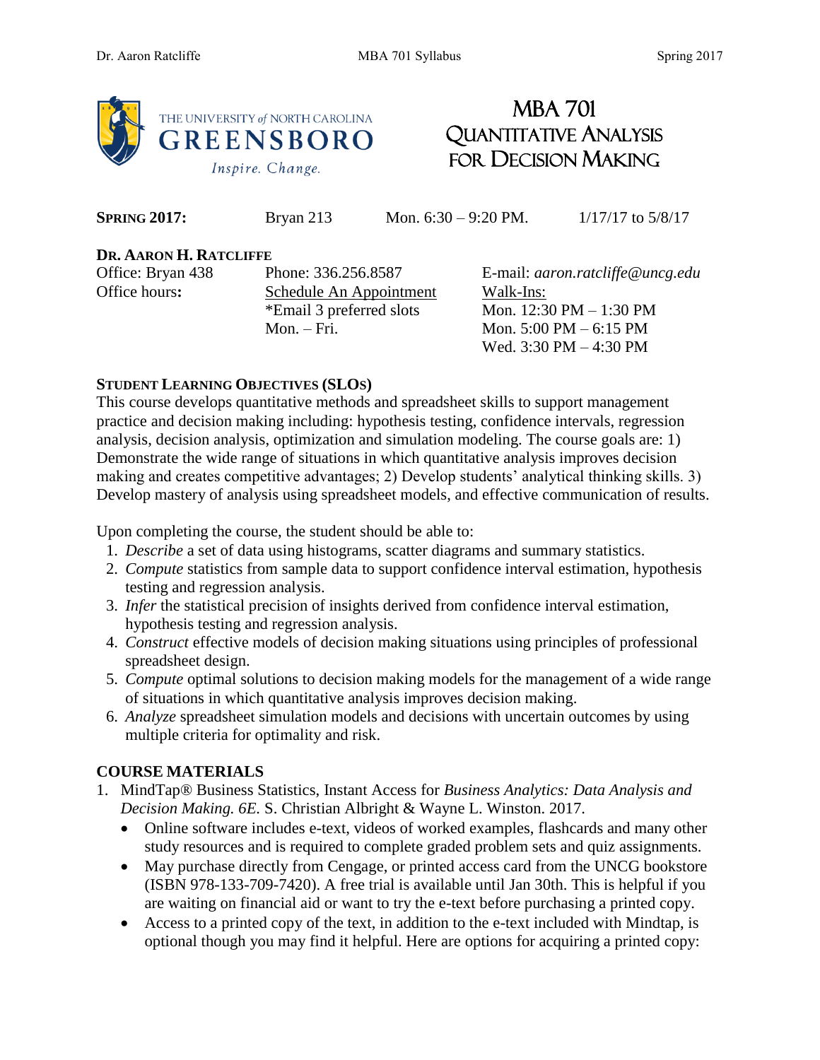The University of North Carolina Greensboro
*Inspire. Change.*

# MBA 701
# Quantitative Analysis for Decision Making

| **Spring 2017:** | Bryan 213 | Mon. 6:30 – 9:20 PM. | 1/17/17 to 5/8/17 |
|---|---|---|---|

**Dr. Aaron H. Ratcliffe**

| | | |
|---|---|---|
| Office: Bryan 438 | Phone: 336.256.8587 | E-mail: *aaron.ratcliffe@uncg.edu* |
| Office hours**:** | Schedule An Appointment<br>*Email 3 preferred slots<br>Mon. – Fri. | Walk-Ins:<br>Mon. 12:30 PM – 1:30 PM<br>Mon. 5:00 PM – 6:15 PM<br>Wed. 3:30 PM – 4:30 PM |

**Student Learning Objectives (SLOs)**

This course develops quantitative methods and spreadsheet skills to support management practice and decision making including: hypothesis testing, confidence intervals, regression analysis, decision analysis, optimization and simulation modeling. The course goals are: 1) Demonstrate the wide range of situations in which quantitative analysis improves decision making and creates competitive advantages; 2) Develop students' analytical thinking skills. 3) Develop mastery of analysis using spreadsheet models, and effective communication of results.

Upon completing the course, the student should be able to:

1. *Describe* a set of data using histograms, scatter diagrams and summary statistics.
2. *Compute* statistics from sample data to support confidence interval estimation, hypothesis testing and regression analysis.
3. *Infer* the statistical precision of insights derived from confidence interval estimation, hypothesis testing and regression analysis.
4. *Construct* effective models of decision making situations using principles of professional spreadsheet design.
5. *Compute* optimal solutions to decision making models for the management of a wide range of situations in which quantitative analysis improves decision making.
6. *Analyze* spreadsheet simulation models and decisions with uncertain outcomes by using multiple criteria for optimality and risk.

## COURSE MATERIALS

1. MindTap® Business Statistics, Instant Access for *Business Analytics: Data Analysis and Decision Making. 6E.* S. Christian Albright & Wayne L. Winston. 2017.
   - Online software includes e-text, videos of worked examples, flashcards and many other study resources and is required to complete graded problem sets and quiz assignments.
   - May purchase directly from Cengage, or printed access card from the UNCG bookstore (ISBN 978-133-709-7420). A free trial is available until Jan 30th. This is helpful if you are waiting on financial aid or want to try the e-text before purchasing a printed copy.
   - Access to a printed copy of the text, in addition to the e-text included with Mindtap, is optional though you may find it helpful. Here are options for acquiring a printed copy: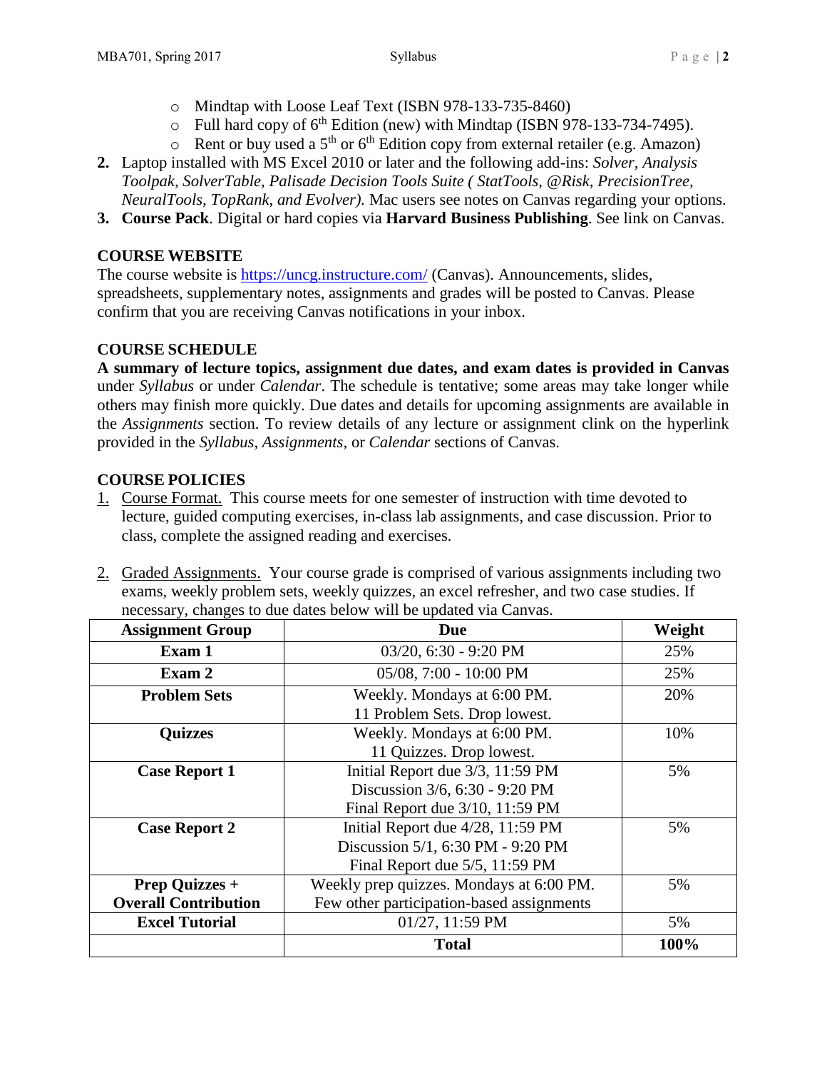- Mindtap with Loose Leaf Text (ISBN 978-133-735-8460)
  - Full hard copy of 6th Edition (new) with Mindtap (ISBN 978-133-734-7495).
  - Rent or buy used a 5th or 6th Edition copy from external retailer (e.g. Amazon)

2. Laptop installed with MS Excel 2010 or later and the following add-ins: *Solver, Analysis Toolpak, SolverTable, Palisade Decision Tools Suite ( StatTools, @Risk, PrecisionTree, NeuralTools, TopRank, and Evolver).* Mac users see notes on Canvas regarding your options.
3. **Course Pack**. Digital or hard copies via **Harvard Business Publishing**. See link on Canvas.

## COURSE WEBSITE

The course website is https://uncg.instructure.com/ (Canvas). Announcements, slides, spreadsheets, supplementary notes, assignments and grades will be posted to Canvas. Please confirm that you are receiving Canvas notifications in your inbox.

## COURSE SCHEDULE

**A summary of lecture topics, assignment due dates, and exam dates is provided in Canvas** under *Syllabus* or under *Calendar*. The schedule is tentative; some areas may take longer while others may finish more quickly. Due dates and details for upcoming assignments are available in the *Assignments* section. To review details of any lecture or assignment clink on the hyperlink provided in the *Syllabus, Assignments*, or *Calendar* sections of Canvas.

## COURSE POLICIES

1. Course Format. This course meets for one semester of instruction with time devoted to lecture, guided computing exercises, in-class lab assignments, and case discussion. Prior to class, complete the assigned reading and exercises.

2. Graded Assignments. Your course grade is comprised of various assignments including two exams, weekly problem sets, weekly quizzes, an excel refresher, and two case studies. If necessary, changes to due dates below will be updated via Canvas.

| Assignment Group | Due | Weight |
|---|---|---|
| **Exam 1** | 03/20, 6:30 - 9:20 PM | 25% |
| **Exam 2** | 05/08, 7:00 - 10:00 PM | 25% |
| **Problem Sets** | Weekly. Mondays at 6:00 PM. 11 Problem Sets. Drop lowest. | 20% |
| **Quizzes** | Weekly. Mondays at 6:00 PM. 11 Quizzes. Drop lowest. | 10% |
| **Case Report 1** | Initial Report due 3/3, 11:59 PM Discussion 3/6, 6:30 - 9:20 PM Final Report due 3/10, 11:59 PM | 5% |
| **Case Report 2** | Initial Report due 4/28, 11:59 PM Discussion 5/1, 6:30 PM - 9:20 PM Final Report due 5/5, 11:59 PM | 5% |
| **Prep Quizzes + Overall Contribution** | Weekly prep quizzes. Mondays at 6:00 PM. Few other participation-based assignments | 5% |
| **Excel Tutorial** | 01/27, 11:59 PM | 5% |
| | **Total** | **100%** |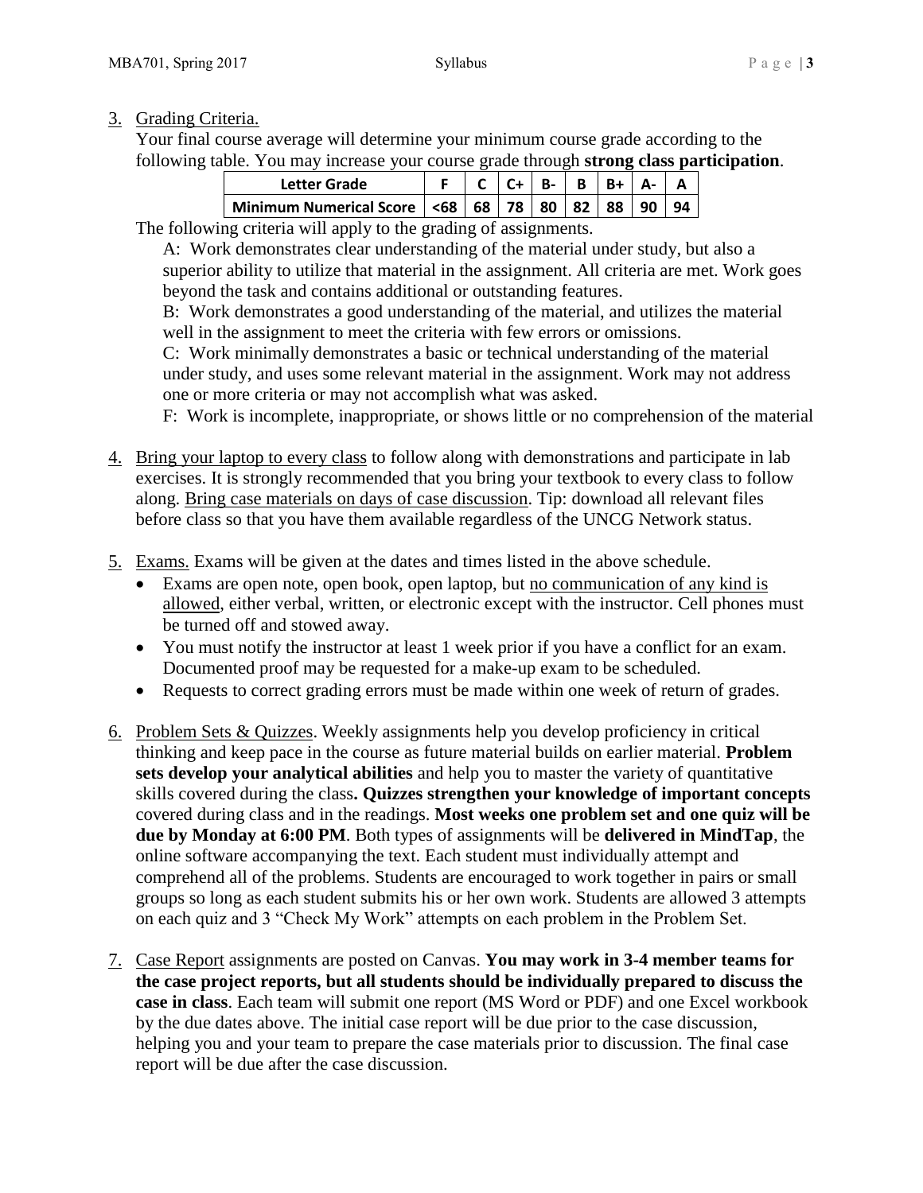3. Grading Criteria.
   Your final course average will determine your minimum course grade according to the following table. You may increase your course grade through **strong class participation**.

   | Letter Grade | F | C | C+ | B- | B | B+ | A- | A |
   |---|---|---|---|---|---|---|---|---|
   | Minimum Numerical Score | <68 | 68 | 78 | 80 | 82 | 88 | 90 | 94 |

   The following criteria will apply to the grading of assignments.

   A: Work demonstrates clear understanding of the material under study, but also a superior ability to utilize that material in the assignment. All criteria are met. Work goes beyond the task and contains additional or outstanding features.

   B: Work demonstrates a good understanding of the material, and utilizes the material well in the assignment to meet the criteria with few errors or omissions.

   C: Work minimally demonstrates a basic or technical understanding of the material under study, and uses some relevant material in the assignment. Work may not address one or more criteria or may not accomplish what was asked.

   F: Work is incomplete, inappropriate, or shows little or no comprehension of the material

4. Bring your laptop to every class to follow along with demonstrations and participate in lab exercises. It is strongly recommended that you bring your textbook to every class to follow along. Bring case materials on days of case discussion. Tip: download all relevant files before class so that you have them available regardless of the UNCG Network status.

5. Exams. Exams will be given at the dates and times listed in the above schedule.
   - Exams are open note, open book, open laptop, but no communication of any kind is allowed, either verbal, written, or electronic except with the instructor. Cell phones must be turned off and stowed away.
   - You must notify the instructor at least 1 week prior if you have a conflict for an exam. Documented proof may be requested for a make-up exam to be scheduled.
   - Requests to correct grading errors must be made within one week of return of grades.

6. Problem Sets & Quizzes. Weekly assignments help you develop proficiency in critical thinking and keep pace in the course as future material builds on earlier material. **Problem sets develop your analytical abilities** and help you to master the variety of quantitative skills covered during the class**. Quizzes strengthen your knowledge of important concepts** covered during class and in the readings. **Most weeks one problem set and one quiz will be due by Monday at 6:00 PM**. Both types of assignments will be **delivered in MindTap**, the online software accompanying the text. Each student must individually attempt and comprehend all of the problems. Students are encouraged to work together in pairs or small groups so long as each student submits his or her own work. Students are allowed 3 attempts on each quiz and 3 "Check My Work" attempts on each problem in the Problem Set.

7. Case Report assignments are posted on Canvas. **You may work in 3-4 member teams for the case project reports, but all students should be individually prepared to discuss the case in class**. Each team will submit one report (MS Word or PDF) and one Excel workbook by the due dates above. The initial case report will be due prior to the case discussion, helping you and your team to prepare the case materials prior to discussion. The final case report will be due after the case discussion.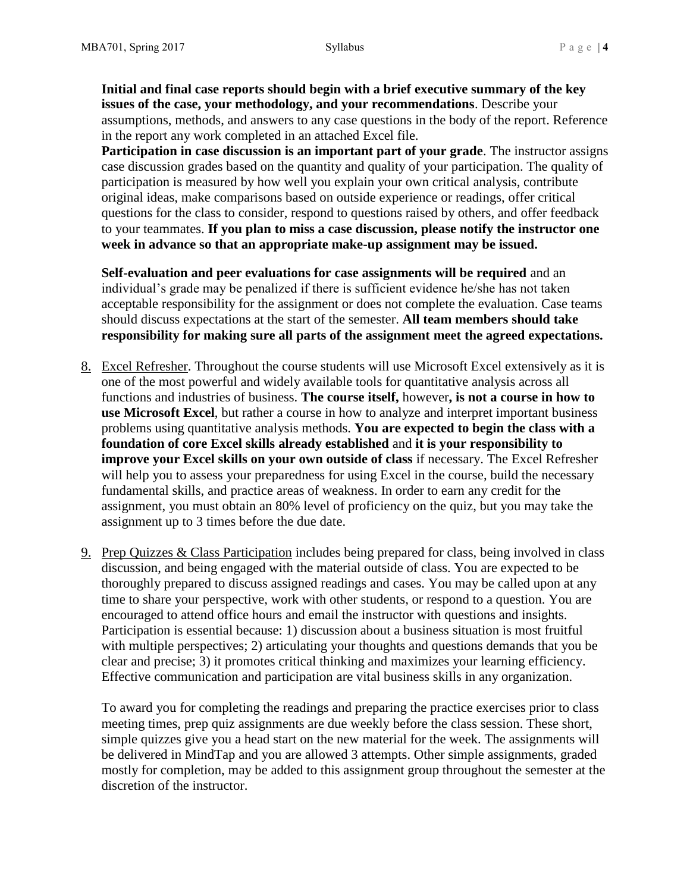**Initial and final case reports should begin with a brief executive summary of the key issues of the case, your methodology, and your recommendations**. Describe your assumptions, methods, and answers to any case questions in the body of the report. Reference in the report any work completed in an attached Excel file.
**Participation in case discussion is an important part of your grade**. The instructor assigns case discussion grades based on the quantity and quality of your participation. The quality of participation is measured by how well you explain your own critical analysis, contribute original ideas, make comparisons based on outside experience or readings, offer critical questions for the class to consider, respond to questions raised by others, and offer feedback to your teammates. **If you plan to miss a case discussion, please notify the instructor one week in advance so that an appropriate make-up assignment may be issued.**

**Self-evaluation and peer evaluations for case assignments will be required** and an individual's grade may be penalized if there is sufficient evidence he/she has not taken acceptable responsibility for the assignment or does not complete the evaluation. Case teams should discuss expectations at the start of the semester. **All team members should take responsibility for making sure all parts of the assignment meet the agreed expectations.**

8. Excel Refresher. Throughout the course students will use Microsoft Excel extensively as it is one of the most powerful and widely available tools for quantitative analysis across all functions and industries of business. **The course itself,** however**, is not a course in how to use Microsoft Excel**, but rather a course in how to analyze and interpret important business problems using quantitative analysis methods. **You are expected to begin the class with a foundation of core Excel skills already established** and **it is your responsibility to improve your Excel skills on your own outside of class** if necessary. The Excel Refresher will help you to assess your preparedness for using Excel in the course, build the necessary fundamental skills, and practice areas of weakness. In order to earn any credit for the assignment, you must obtain an 80% level of proficiency on the quiz, but you may take the assignment up to 3 times before the due date.

9. Prep Quizzes & Class Participation includes being prepared for class, being involved in class discussion, and being engaged with the material outside of class. You are expected to be thoroughly prepared to discuss assigned readings and cases. You may be called upon at any time to share your perspective, work with other students, or respond to a question. You are encouraged to attend office hours and email the instructor with questions and insights. Participation is essential because: 1) discussion about a business situation is most fruitful with multiple perspectives; 2) articulating your thoughts and questions demands that you be clear and precise; 3) it promotes critical thinking and maximizes your learning efficiency. Effective communication and participation are vital business skills in any organization.

   To award you for completing the readings and preparing the practice exercises prior to class meeting times, prep quiz assignments are due weekly before the class session. These short, simple quizzes give you a head start on the new material for the week. The assignments will be delivered in MindTap and you are allowed 3 attempts. Other simple assignments, graded mostly for completion, may be added to this assignment group throughout the semester at the discretion of the instructor.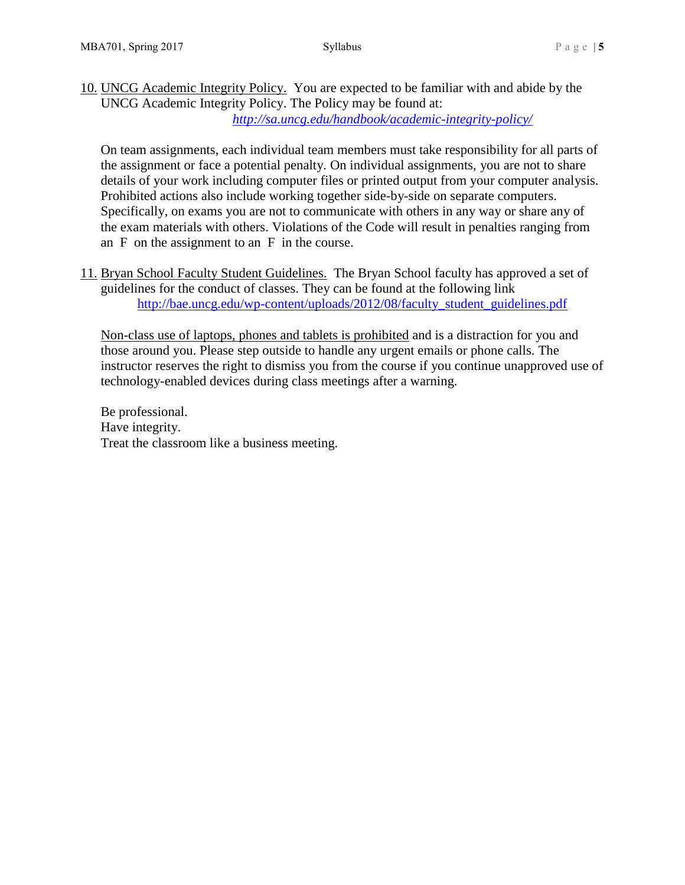10. <u>UNCG Academic Integrity Policy.</u> You are expected to be familiar with and abide by the UNCG Academic Integrity Policy. The Policy may be found at: *http://sa.uncg.edu/handbook/academic-integrity-policy/*

    On team assignments, each individual team members must take responsibility for all parts of the assignment or face a potential penalty. On individual assignments, you are not to share details of your work including computer files or printed output from your computer analysis. Prohibited actions also include working together side-by-side on separate computers. Specifically, on exams you are not to communicate with others in any way or share any of the exam materials with others. Violations of the Code will result in penalties ranging from an F on the assignment to an F in the course.

11. <u>Bryan School Faculty Student Guidelines.</u> The Bryan School faculty has approved a set of guidelines for the conduct of classes. They can be found at the following link http://bae.uncg.edu/wp-content/uploads/2012/08/faculty_student_guidelines.pdf

    <u>Non-class use of laptops, phones and tablets is prohibited</u> and is a distraction for you and those around you. Please step outside to handle any urgent emails or phone calls. The instructor reserves the right to dismiss you from the course if you continue unapproved use of technology-enabled devices during class meetings after a warning.

    Be professional.
    Have integrity.
    Treat the classroom like a business meeting.